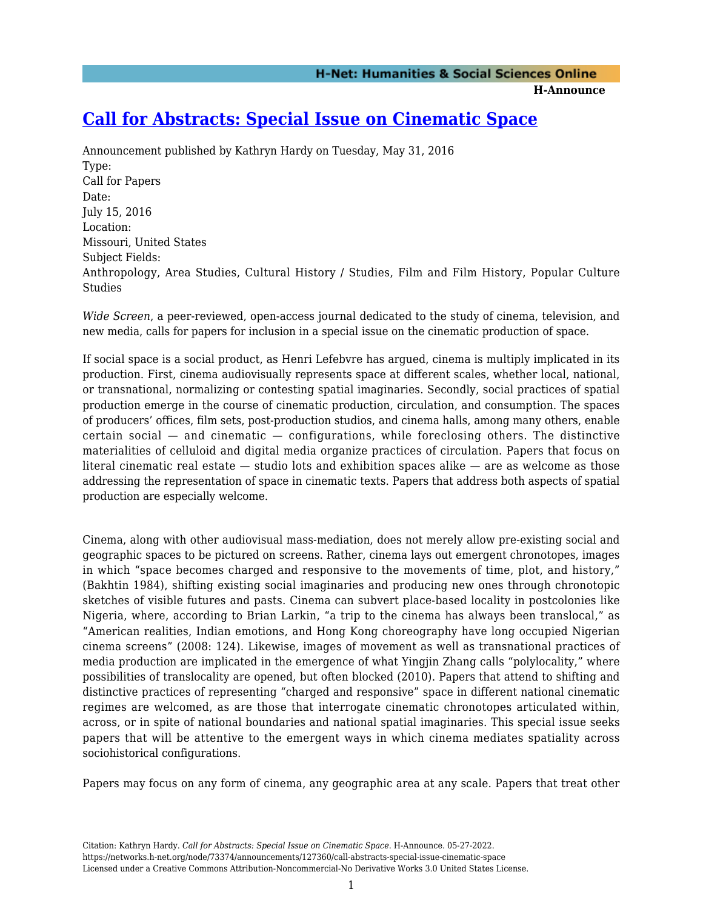# [Call for Abstracts: Special Issue on Cinematic Space](https://networks.h-net.org/node/73374/announcements/127360/call-abstracts-special-issue-cinematic-space)

Announcement published by Kathryn Hardy on Tuesday, May 31, 2016

Type:
Call for Papers

Date:
July 15, 2016

Location:
Missouri, United States

Subject Fields:
Anthropology, Area Studies, Cultural History / Studies, Film and Film History, Popular Culture Studies

*Wide Screen*, a peer-reviewed, open-access journal dedicated to the study of cinema, television, and new media, calls for papers for inclusion in a special issue on the cinematic production of space.

If social space is a social product, as Henri Lefebvre has argued, cinema is multiply implicated in its production. First, cinema audiovisually represents space at different scales, whether local, national, or transnational, normalizing or contesting spatial imaginaries. Secondly, social practices of spatial production emerge in the course of cinematic production, circulation, and consumption. The spaces of producers' offices, film sets, post-production studios, and cinema halls, among many others, enable certain social — and cinematic — configurations, while foreclosing others. The distinctive materialities of celluloid and digital media organize practices of circulation. Papers that focus on literal cinematic real estate — studio lots and exhibition spaces alike — are as welcome as those addressing the representation of space in cinematic texts. Papers that address both aspects of spatial production are especially welcome.

Cinema, along with other audiovisual mass-mediation, does not merely allow pre-existing social and geographic spaces to be pictured on screens. Rather, cinema lays out emergent chronotopes, images in which "space becomes charged and responsive to the movements of time, plot, and history," (Bakhtin 1984), shifting existing social imaginaries and producing new ones through chronotopic sketches of visible futures and pasts. Cinema can subvert place-based locality in postcolonies like Nigeria, where, according to Brian Larkin, "a trip to the cinema has always been translocal," as "American realities, Indian emotions, and Hong Kong choreography have long occupied Nigerian cinema screens" (2008: 124). Likewise, images of movement as well as transnational practices of media production are implicated in the emergence of what Yingjin Zhang calls "polylocality," where possibilities of translocality are opened, but often blocked (2010). Papers that attend to shifting and distinctive practices of representing "charged and responsive" space in different national cinematic regimes are welcomed, as are those that interrogate cinematic chronotopes articulated within, across, or in spite of national boundaries and national spatial imaginaries. This special issue seeks papers that will be attentive to the emergent ways in which cinema mediates spatiality across sociohistorical configurations.

Papers may focus on any form of cinema, any geographic area at any scale. Papers that treat other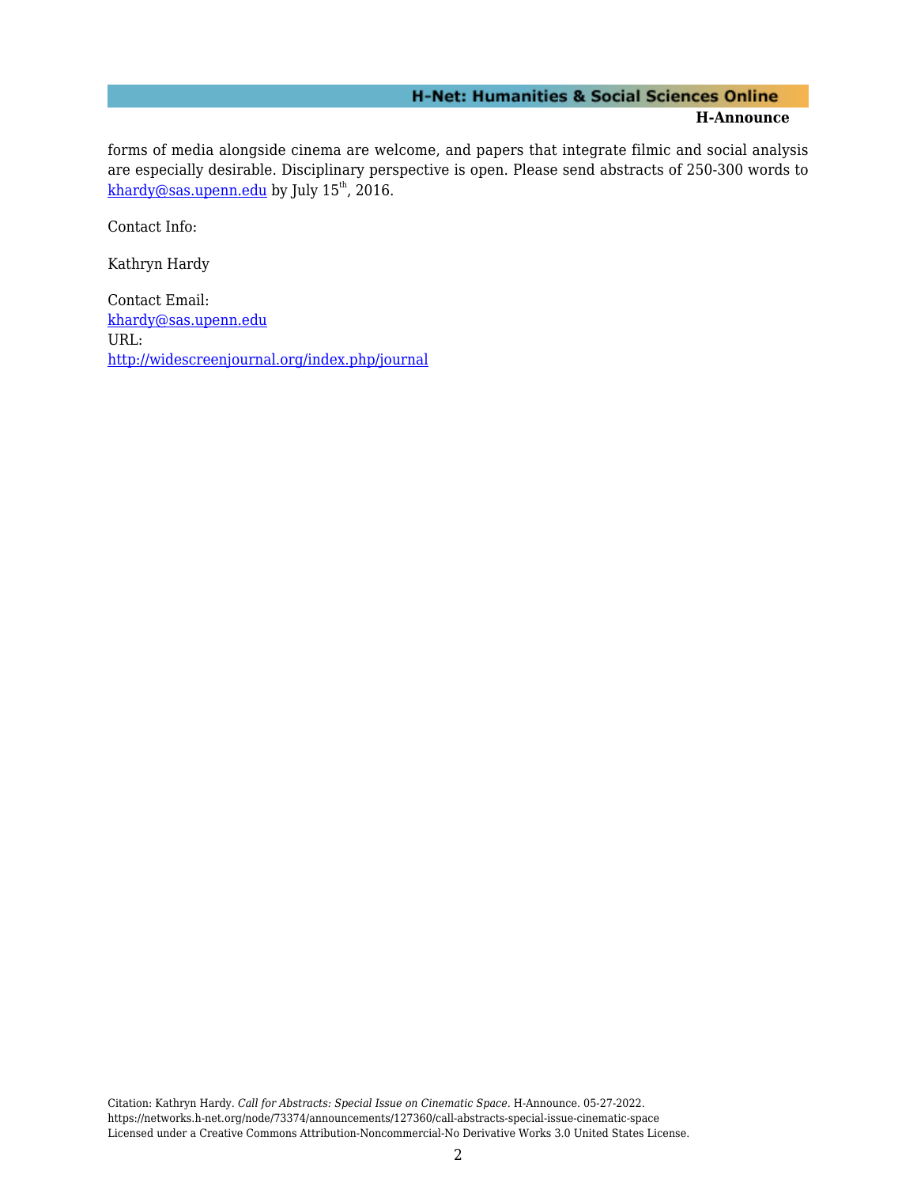forms of media alongside cinema are welcome, and papers that integrate filmic and social analysis are especially desirable. Disciplinary perspective is open. Please send abstracts of 250-300 words to khardy@sas.upenn.edu by July 15th, 2016.

Contact Info:

Kathryn Hardy

Contact Email:
khardy@sas.upenn.edu
URL:
http://widescreenjournal.org/index.php/journal

Citation: Kathryn Hardy. *Call for Abstracts: Special Issue on Cinematic Space*. H-Announce. 05-27-2022.
https://networks.h-net.org/node/73374/announcements/127360/call-abstracts-special-issue-cinematic-space
Licensed under a Creative Commons Attribution-Noncommercial-No Derivative Works 3.0 United States License.